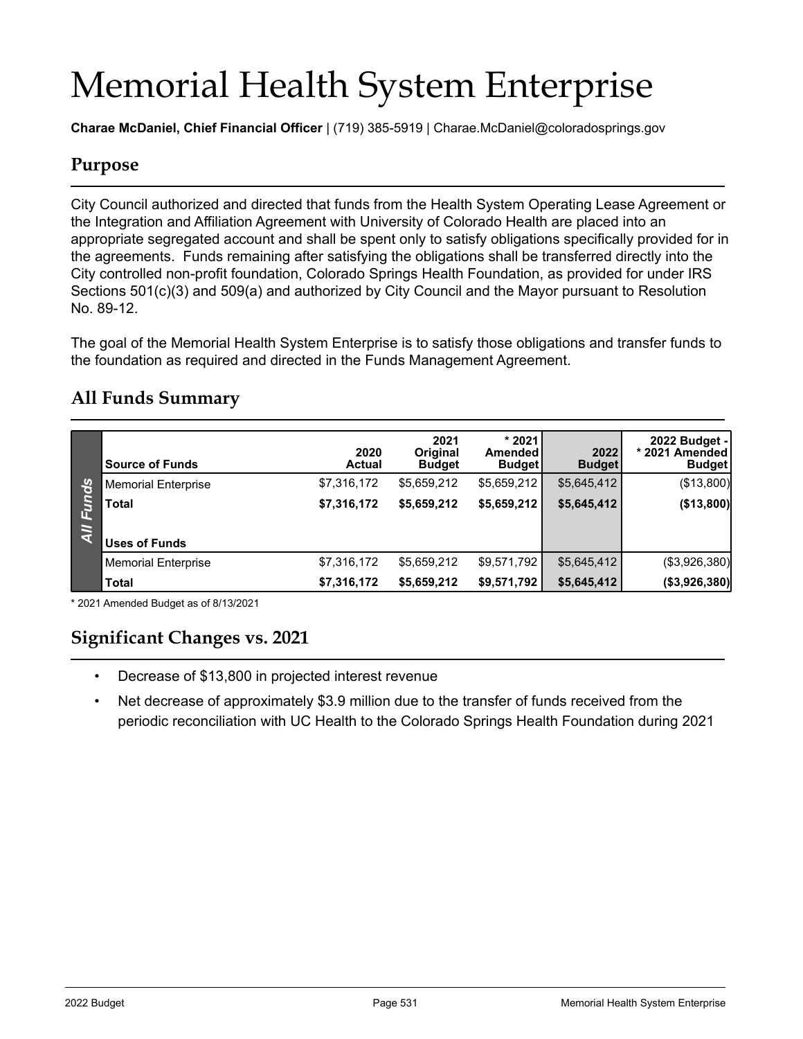# Memorial Health System Enterprise

**Charae McDaniel, Chief Financial Officer** | (719) 385-5919 | Charae.McDaniel@coloradosprings.gov

## Purpose

City Council authorized and directed that funds from the Health System Operating Lease Agreement or the Integration and Affiliation Agreement with University of Colorado Health are placed into an appropriate segregated account and shall be spent only to satisfy obligations specifically provided for in the agreements. Funds remaining after satisfying the obligations shall be transferred directly into the City controlled non-profit foundation, Colorado Springs Health Foundation, as provided for under IRS Sections 501(c)(3) and 509(a) and authorized by City Council and the Mayor pursuant to Resolution No. 89-12.

The goal of the Memorial Health System Enterprise is to satisfy those obligations and transfer funds to the foundation as required and directed in the Funds Management Agreement.

## All Funds Summary

| All Funds | Source of Funds | 2020 Actual | 2021 Original Budget | * 2021 Amended Budget | 2022 Budget | 2022 Budget - * 2021 Amended Budget |
|---|---|---|---|---|---|---|
| | Memorial Enterprise | $7,316,172 | $5,659,212 | $5,659,212 | $5,645,412 | ($13,800) |
| | **Total** | **$7,316,172** | **$5,659,212** | **$5,659,212** | **$5,645,412** | **($13,800)** |
| | **Uses of Funds** | | | | | |
| | Memorial Enterprise | $7,316,172 | $5,659,212 | $9,571,792 | $5,645,412 | ($3,926,380) |
| | **Total** | **$7,316,172** | **$5,659,212** | **$9,571,792** | **$5,645,412** | **($3,926,380)** |

\* 2021 Amended Budget as of 8/13/2021

## Significant Changes vs. 2021

- Decrease of $13,800 in projected interest revenue
- Net decrease of approximately $3.9 million due to the transfer of funds received from the periodic reconciliation with UC Health to the Colorado Springs Health Foundation during 2021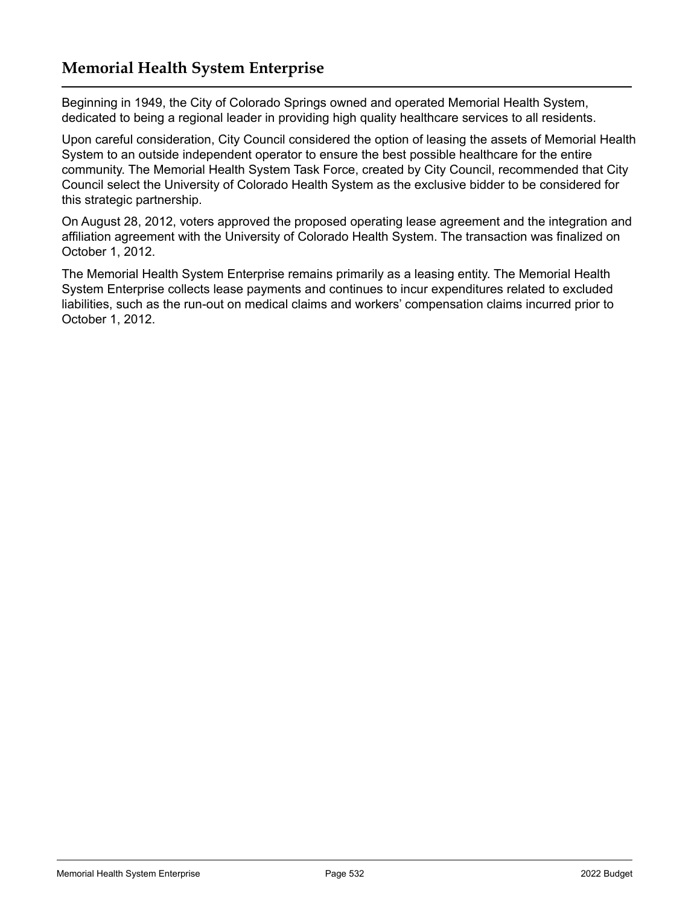# Memorial Health System Enterprise

Beginning in 1949, the City of Colorado Springs owned and operated Memorial Health System, dedicated to being a regional leader in providing high quality healthcare services to all residents.

Upon careful consideration, City Council considered the option of leasing the assets of Memorial Health System to an outside independent operator to ensure the best possible healthcare for the entire community. The Memorial Health System Task Force, created by City Council, recommended that City Council select the University of Colorado Health System as the exclusive bidder to be considered for this strategic partnership.

On August 28, 2012, voters approved the proposed operating lease agreement and the integration and affiliation agreement with the University of Colorado Health System. The transaction was finalized on October 1, 2012.

The Memorial Health System Enterprise remains primarily as a leasing entity. The Memorial Health System Enterprise collects lease payments and continues to incur expenditures related to excluded liabilities, such as the run-out on medical claims and workers' compensation claims incurred prior to October 1, 2012.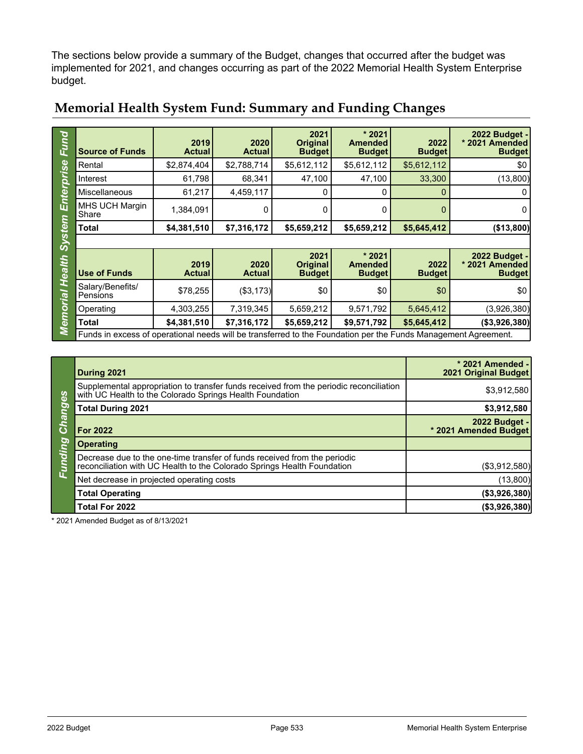The sections below provide a summary of the Budget, changes that occurred after the budget was implemented for 2021, and changes occurring as part of the 2022 Memorial Health System Enterprise budget.

## Memorial Health System Fund: Summary and Funding Changes

**Memorial Health System Enterprise Fund**

| Source of Funds | 2019 Actual | 2020 Actual | 2021 Original Budget | * 2021 Amended Budget | 2022 Budget | 2022 Budget - * 2021 Amended Budget |
|---|---|---|---|---|---|---|
| Rental | $2,874,404 | $2,788,714 | $5,612,112 | $5,612,112 | $5,612,112 | $0 |
| Interest | 61,798 | 68,341 | 47,100 | 47,100 | 33,300 | (13,800) |
| Miscellaneous | 61,217 | 4,459,117 | 0 | 0 | 0 | 0 |
| MHS UCH Margin Share | 1,384,091 | 0 | 0 | 0 | 0 | 0 |
| **Total** | **$4,381,510** | **$7,316,172** | **$5,659,212** | **$5,659,212** | **$5,645,412** | **($13,800)** |

| Use of Funds | 2019 Actual | 2020 Actual | 2021 Original Budget | * 2021 Amended Budget | 2022 Budget | 2022 Budget - * 2021 Amended Budget |
|---|---|---|---|---|---|---|
| Salary/Benefits/ Pensions | $78,255 | ($3,173) | $0 | $0 | $0 | $0 |
| Operating | 4,303,255 | 7,319,345 | 5,659,212 | 9,571,792 | 5,645,412 | (3,926,380) |
| **Total** | **$4,381,510** | **$7,316,172** | **$5,659,212** | **$9,571,792** | **$5,645,412** | **($3,926,380)** |

Funds in excess of operational needs will be transferred to the Foundation per the Funds Management Agreement.

**Funding Changes**

| During 2021 | * 2021 Amended - 2021 Original Budget |
|---|---|
| Supplemental appropriation to transfer funds received from the periodic reconciliation with UC Health to the Colorado Springs Health Foundation | $3,912,580 |
| **Total During 2021** | **$3,912,580** |
| **For 2022** | **2022 Budget - * 2021 Amended Budget** |
| **Operating** | |
| Decrease due to the one-time transfer of funds received from the periodic reconciliation with UC Health to the Colorado Springs Health Foundation | ($3,912,580) |
| Net decrease in projected operating costs | (13,800) |
| **Total Operating** | **($3,926,380)** |
| **Total For 2022** | **($3,926,380)** |

* 2021 Amended Budget as of 8/13/2021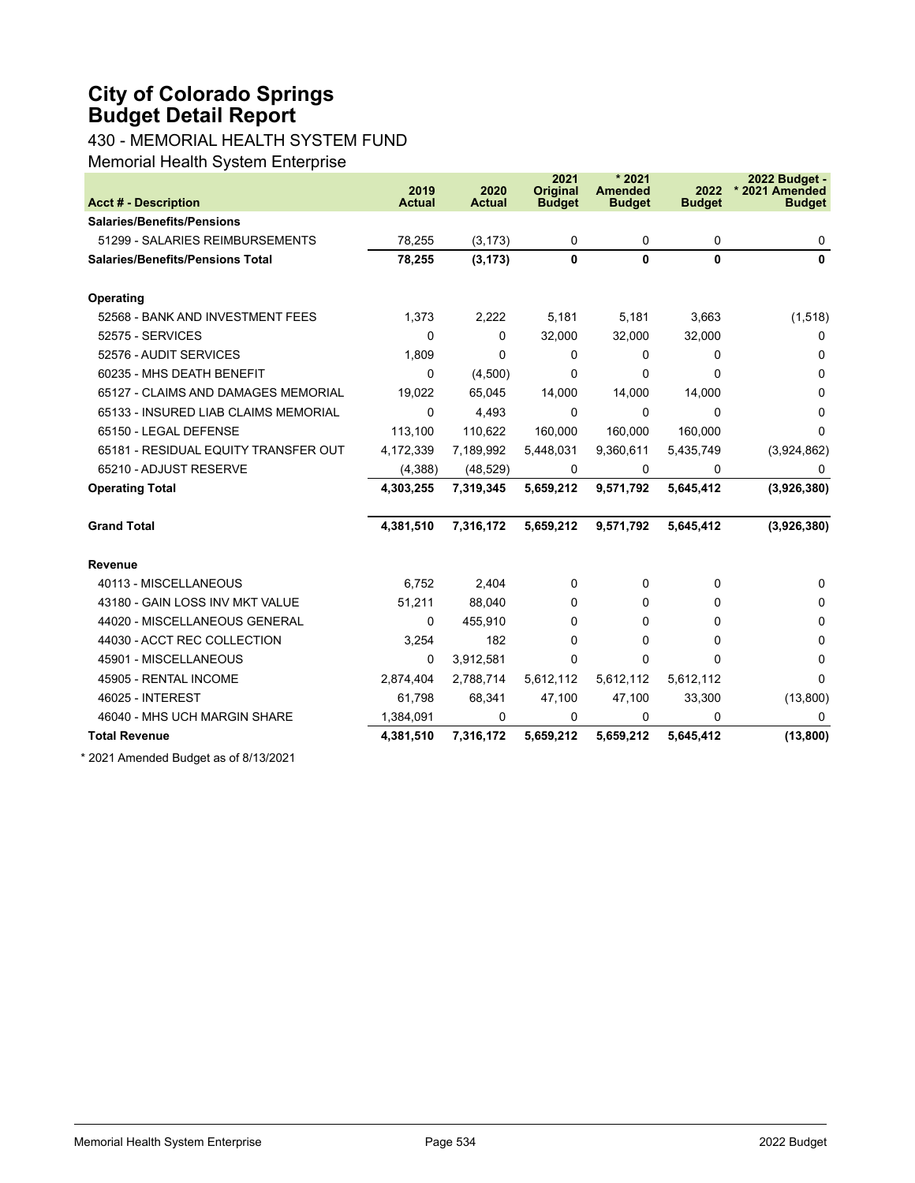# City of Colorado Springs
# Budget Detail Report

430 - MEMORIAL HEALTH SYSTEM FUND

Memorial Health System Enterprise

| Acct # - Description | 2019 Actual | 2020 Actual | 2021 Original Budget | * 2021 Amended Budget | 2022 Budget | 2022 Budget - * 2021 Amended Budget |
|---|---|---|---|---|---|---|
| **Salaries/Benefits/Pensions** | | | | | | |
| 51299 - SALARIES REIMBURSEMENTS | 78,255 | (3,173) | 0 | 0 | 0 | 0 |
| **Salaries/Benefits/Pensions Total** | **78,255** | **(3,173)** | **0** | **0** | **0** | **0** |
| **Operating** | | | | | | |
| 52568 - BANK AND INVESTMENT FEES | 1,373 | 2,222 | 5,181 | 5,181 | 3,663 | (1,518) |
| 52575 - SERVICES | 0 | 0 | 32,000 | 32,000 | 32,000 | 0 |
| 52576 - AUDIT SERVICES | 1,809 | 0 | 0 | 0 | 0 | 0 |
| 60235 - MHS DEATH BENEFIT | 0 | (4,500) | 0 | 0 | 0 | 0 |
| 65127 - CLAIMS AND DAMAGES MEMORIAL | 19,022 | 65,045 | 14,000 | 14,000 | 14,000 | 0 |
| 65133 - INSURED LIAB CLAIMS MEMORIAL | 0 | 4,493 | 0 | 0 | 0 | 0 |
| 65150 - LEGAL DEFENSE | 113,100 | 110,622 | 160,000 | 160,000 | 160,000 | 0 |
| 65181 - RESIDUAL EQUITY TRANSFER OUT | 4,172,339 | 7,189,992 | 5,448,031 | 9,360,611 | 5,435,749 | (3,924,862) |
| 65210 - ADJUST RESERVE | (4,388) | (48,529) | 0 | 0 | 0 | 0 |
| **Operating Total** | **4,303,255** | **7,319,345** | **5,659,212** | **9,571,792** | **5,645,412** | **(3,926,380)** |
| **Grand Total** | **4,381,510** | **7,316,172** | **5,659,212** | **9,571,792** | **5,645,412** | **(3,926,380)** |
| **Revenue** | | | | | | |
| 40113 - MISCELLANEOUS | 6,752 | 2,404 | 0 | 0 | 0 | 0 |
| 43180 - GAIN LOSS INV MKT VALUE | 51,211 | 88,040 | 0 | 0 | 0 | 0 |
| 44020 - MISCELLANEOUS GENERAL | 0 | 455,910 | 0 | 0 | 0 | 0 |
| 44030 - ACCT REC COLLECTION | 3,254 | 182 | 0 | 0 | 0 | 0 |
| 45901 - MISCELLANEOUS | 0 | 3,912,581 | 0 | 0 | 0 | 0 |
| 45905 - RENTAL INCOME | 2,874,404 | 2,788,714 | 5,612,112 | 5,612,112 | 5,612,112 | 0 |
| 46025 - INTEREST | 61,798 | 68,341 | 47,100 | 47,100 | 33,300 | (13,800) |
| 46040 - MHS UCH MARGIN SHARE | 1,384,091 | 0 | 0 | 0 | 0 | 0 |
| **Total Revenue** | **4,381,510** | **7,316,172** | **5,659,212** | **5,659,212** | **5,645,412** | **(13,800)** |

* 2021 Amended Budget as of 8/13/2021